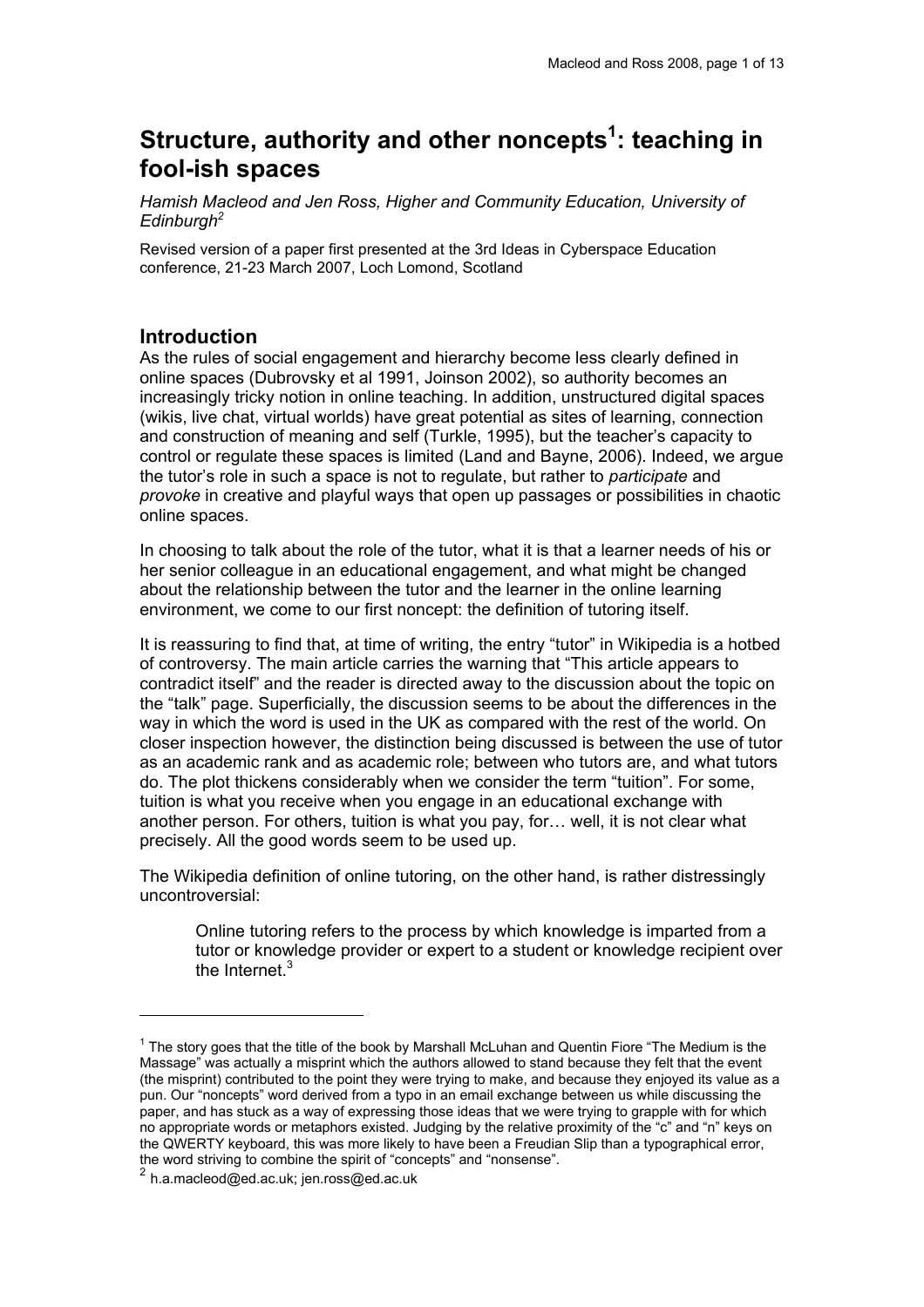# Structure, authority and other noncepts[1]: teaching in fool-ish spaces

*Hamish Macleod and Jen Ross, Higher and Community Education, University of Edinburgh*[2]

Revised version of a paper first presented at the 3rd Ideas in Cyberspace Education conference, 21-23 March 2007, Loch Lomond, Scotland

## Introduction

As the rules of social engagement and hierarchy become less clearly defined in online spaces (Dubrovsky et al 1991, Joinson 2002), so authority becomes an increasingly tricky notion in online teaching. In addition, unstructured digital spaces (wikis, live chat, virtual worlds) have great potential as sites of learning, connection and construction of meaning and self (Turkle, 1995), but the teacher's capacity to control or regulate these spaces is limited (Land and Bayne, 2006). Indeed, we argue the tutor's role in such a space is not to regulate, but rather to *participate* and *provoke* in creative and playful ways that open up passages or possibilities in chaotic online spaces.

In choosing to talk about the role of the tutor, what it is that a learner needs of his or her senior colleague in an educational engagement, and what might be changed about the relationship between the tutor and the learner in the online learning environment, we come to our first noncept: the definition of tutoring itself.

It is reassuring to find that, at time of writing, the entry "tutor" in Wikipedia is a hotbed of controversy. The main article carries the warning that "This article appears to contradict itself" and the reader is directed away to the discussion about the topic on the "talk" page. Superficially, the discussion seems to be about the differences in the way in which the word is used in the UK as compared with the rest of the world. On closer inspection however, the distinction being discussed is between the use of tutor as an academic rank and as academic role; between who tutors are, and what tutors do. The plot thickens considerably when we consider the term "tuition". For some, tuition is what you receive when you engage in an educational exchange with another person. For others, tuition is what you pay, for… well, it is not clear what precisely. All the good words seem to be used up.

The Wikipedia definition of online tutoring, on the other hand, is rather distressingly uncontroversial:

> Online tutoring refers to the process by which knowledge is imparted from a tutor or knowledge provider or expert to a student or knowledge recipient over the Internet.[3]

---

[1] The story goes that the title of the book by Marshall McLuhan and Quentin Fiore "The Medium is the Massage" was actually a misprint which the authors allowed to stand because they felt that the event (the misprint) contributed to the point they were trying to make, and because they enjoyed its value as a pun. Our "noncepts" word derived from a typo in an email exchange between us while discussing the paper, and has stuck as a way of expressing those ideas that we were trying to grapple with for which no appropriate words or metaphors existed. Judging by the relative proximity of the "c" and "n" keys on the QWERTY keyboard, this was more likely to have been a Freudian Slip than a typographical error, the word striving to combine the spirit of "concepts" and "nonsense".

[2] h.a.macleod@ed.ac.uk; jen.ross@ed.ac.uk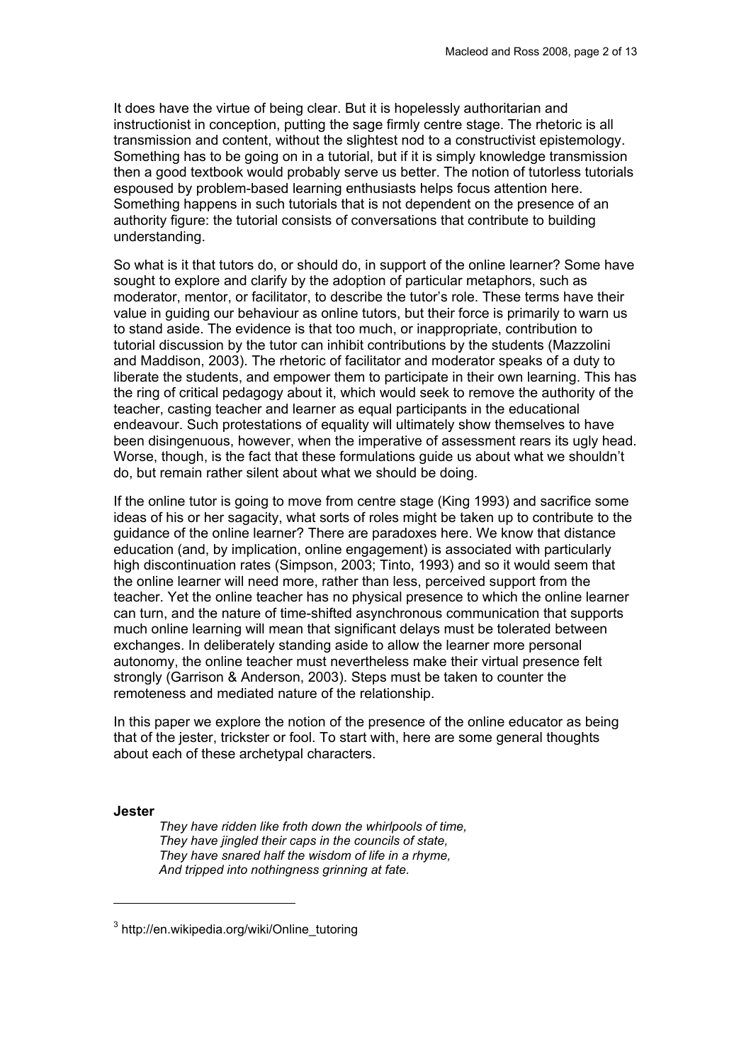It does have the virtue of being clear. But it is hopelessly authoritarian and instructionist in conception, putting the sage firmly centre stage. The rhetoric is all transmission and content, without the slightest nod to a constructivist epistemology. Something has to be going on in a tutorial, but if it is simply knowledge transmission then a good textbook would probably serve us better. The notion of tutorless tutorials espoused by problem-based learning enthusiasts helps focus attention here. Something happens in such tutorials that is not dependent on the presence of an authority figure: the tutorial consists of conversations that contribute to building understanding.

So what is it that tutors do, or should do, in support of the online learner? Some have sought to explore and clarify by the adoption of particular metaphors, such as moderator, mentor, or facilitator, to describe the tutor's role. These terms have their value in guiding our behaviour as online tutors, but their force is primarily to warn us to stand aside. The evidence is that too much, or inappropriate, contribution to tutorial discussion by the tutor can inhibit contributions by the students (Mazzolini and Maddison, 2003). The rhetoric of facilitator and moderator speaks of a duty to liberate the students, and empower them to participate in their own learning. This has the ring of critical pedagogy about it, which would seek to remove the authority of the teacher, casting teacher and learner as equal participants in the educational endeavour. Such protestations of equality will ultimately show themselves to have been disingenuous, however, when the imperative of assessment rears its ugly head. Worse, though, is the fact that these formulations guide us about what we shouldn't do, but remain rather silent about what we should be doing.

If the online tutor is going to move from centre stage (King 1993) and sacrifice some ideas of his or her sagacity, what sorts of roles might be taken up to contribute to the guidance of the online learner? There are paradoxes here. We know that distance education (and, by implication, online engagement) is associated with particularly high discontinuation rates (Simpson, 2003; Tinto, 1993) and so it would seem that the online learner will need more, rather than less, perceived support from the teacher. Yet the online teacher has no physical presence to which the online learner can turn, and the nature of time-shifted asynchronous communication that supports much online learning will mean that significant delays must be tolerated between exchanges. In deliberately standing aside to allow the learner more personal autonomy, the online teacher must nevertheless make their virtual presence felt strongly (Garrison & Anderson, 2003). Steps must be taken to counter the remoteness and mediated nature of the relationship.

In this paper we explore the notion of the presence of the online educator as being that of the jester, trickster or fool. To start with, here are some general thoughts about each of these archetypal characters.

**Jester**

> *They have ridden like froth down the whirlpools of time,*
> *They have jingled their caps in the councils of state,*
> *They have snared half the wisdom of life in a rhyme,*
> *And tripped into nothingness grinning at fate.*

---

[3] http://en.wikipedia.org/wiki/Online_tutoring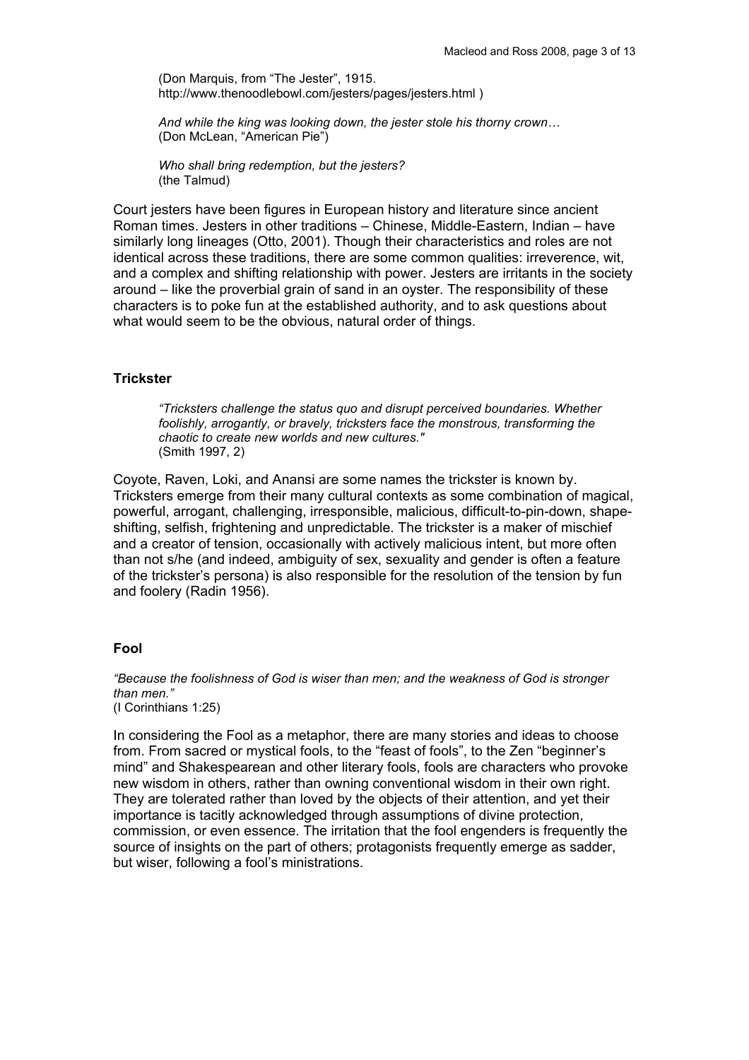> (Don Marquis, from "The Jester", 1915.
> http://www.thenoodlebowl.com/jesters/pages/jesters.html )
>
> *And while the king was looking down, the jester stole his thorny crown…*
> (Don McLean, "American Pie")
>
> *Who shall bring redemption, but the jesters?*
> (the Talmud)

Court jesters have been figures in European history and literature since ancient Roman times. Jesters in other traditions – Chinese, Middle-Eastern, Indian – have similarly long lineages (Otto, 2001). Though their characteristics and roles are not identical across these traditions, there are some common qualities: irreverence, wit, and a complex and shifting relationship with power. Jesters are irritants in the society around – like the proverbial grain of sand in an oyster. The responsibility of these characters is to poke fun at the established authority, and to ask questions about what would seem to be the obvious, natural order of things.

### Trickster

> *"Tricksters challenge the status quo and disrupt perceived boundaries. Whether foolishly, arrogantly, or bravely, tricksters face the monstrous, transforming the chaotic to create new worlds and new cultures."*
> (Smith 1997, 2)

Coyote, Raven, Loki, and Anansi are some names the trickster is known by. Tricksters emerge from their many cultural contexts as some combination of magical, powerful, arrogant, challenging, irresponsible, malicious, difficult-to-pin-down, shape-shifting, selfish, frightening and unpredictable. The trickster is a maker of mischief and a creator of tension, occasionally with actively malicious intent, but more often than not s/he (and indeed, ambiguity of sex, sexuality and gender is often a feature of the trickster's persona) is also responsible for the resolution of the tension by fun and foolery (Radin 1956).

### Fool

*"Because the foolishness of God is wiser than men; and the weakness of God is stronger than men."*
(I Corinthians 1:25)

In considering the Fool as a metaphor, there are many stories and ideas to choose from. From sacred or mystical fools, to the "feast of fools", to the Zen "beginner's mind" and Shakespearean and other literary fools, fools are characters who provoke new wisdom in others, rather than owning conventional wisdom in their own right. They are tolerated rather than loved by the objects of their attention, and yet their importance is tacitly acknowledged through assumptions of divine protection, commission, or even essence. The irritation that the fool engenders is frequently the source of insights on the part of others; protagonists frequently emerge as sadder, but wiser, following a fool's ministrations.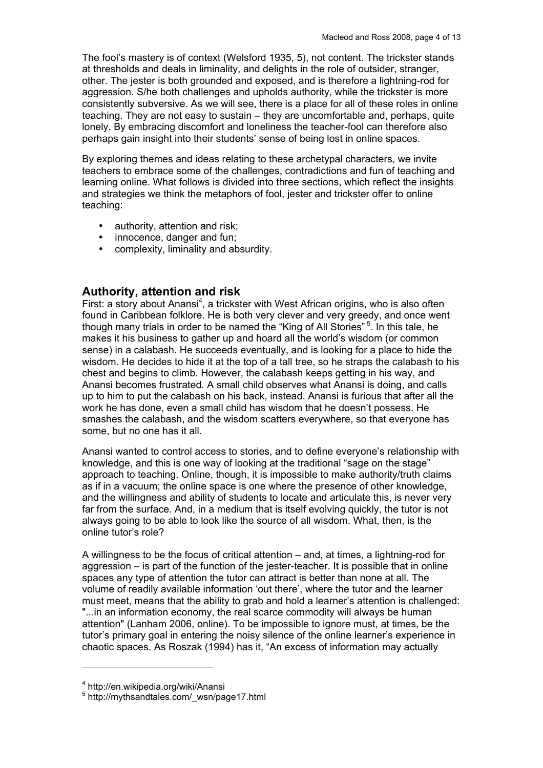The fool's mastery is of context (Welsford 1935, 5), not content. The trickster stands at thresholds and deals in liminality, and delights in the role of outsider, stranger, other. The jester is both grounded and exposed, and is therefore a lightning-rod for aggression. S/he both challenges and upholds authority, while the trickster is more consistently subversive. As we will see, there is a place for all of these roles in online teaching. They are not easy to sustain – they are uncomfortable and, perhaps, quite lonely. By embracing discomfort and loneliness the teacher-fool can therefore also perhaps gain insight into their students' sense of being lost in online spaces.

By exploring themes and ideas relating to these archetypal characters, we invite teachers to embrace some of the challenges, contradictions and fun of teaching and learning online. What follows is divided into three sections, which reflect the insights and strategies we think the metaphors of fool, jester and trickster offer to online teaching:

- authority, attention and risk;
- innocence, danger and fun;
- complexity, liminality and absurdity.

## Authority, attention and risk

First: a story about Anansi[4], a trickster with West African origins, who is also often found in Caribbean folklore. He is both very clever and very greedy, and once went though many trials in order to be named the "King of All Stories"[5]. In this tale, he makes it his business to gather up and hoard all the world's wisdom (or common sense) in a calabash. He succeeds eventually, and is looking for a place to hide the wisdom. He decides to hide it at the top of a tall tree, so he straps the calabash to his chest and begins to climb. However, the calabash keeps getting in his way, and Anansi becomes frustrated. A small child observes what Anansi is doing, and calls up to him to put the calabash on his back, instead. Anansi is furious that after all the work he has done, even a small child has wisdom that he doesn't possess. He smashes the calabash, and the wisdom scatters everywhere, so that everyone has some, but no one has it all.

Anansi wanted to control access to stories, and to define everyone's relationship with knowledge, and this is one way of looking at the traditional "sage on the stage" approach to teaching. Online, though, it is impossible to make authority/truth claims as if in a vacuum; the online space is one where the presence of other knowledge, and the willingness and ability of students to locate and articulate this, is never very far from the surface. And, in a medium that is itself evolving quickly, the tutor is not always going to be able to look like the source of all wisdom. What, then, is the online tutor's role?

A willingness to be the focus of critical attention – and, at times, a lightning-rod for aggression – is part of the function of the jester-teacher. It is possible that in online spaces any type of attention the tutor can attract is better than none at all. The volume of readily available information 'out there', where the tutor and the learner must meet, means that the ability to grab and hold a learner's attention is challenged: "...in an information economy, the real scarce commodity will always be human attention" (Lanham 2006, online). To be impossible to ignore must, at times, be the tutor's primary goal in entering the noisy silence of the online learner's experience in chaotic spaces. As Roszak (1994) has it, "An excess of information may actually

---

[4] http://en.wikipedia.org/wiki/Anansi

[5] http://mythsandtales.com/_wsn/page17.html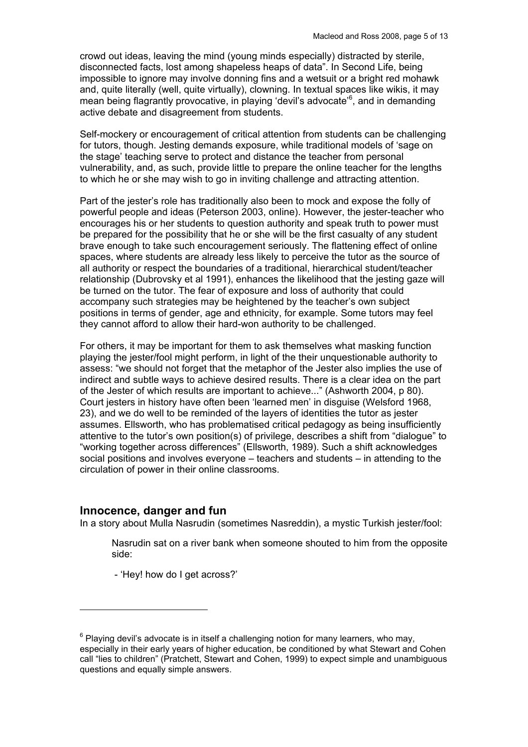crowd out ideas, leaving the mind (young minds especially) distracted by sterile, disconnected facts, lost among shapeless heaps of data". In Second Life, being impossible to ignore may involve donning fins and a wetsuit or a bright red mohawk and, quite literally (well, quite virtually), clowning. In textual spaces like wikis, it may mean being flagrantly provocative, in playing 'devil's advocate'[6], and in demanding active debate and disagreement from students.

Self-mockery or encouragement of critical attention from students can be challenging for tutors, though. Jesting demands exposure, while traditional models of 'sage on the stage' teaching serve to protect and distance the teacher from personal vulnerability, and, as such, provide little to prepare the online teacher for the lengths to which he or she may wish to go in inviting challenge and attracting attention.

Part of the jester's role has traditionally also been to mock and expose the folly of powerful people and ideas (Peterson 2003, online). However, the jester-teacher who encourages his or her students to question authority and speak truth to power must be prepared for the possibility that he or she will be the first casualty of any student brave enough to take such encouragement seriously. The flattening effect of online spaces, where students are already less likely to perceive the tutor as the source of all authority or respect the boundaries of a traditional, hierarchical student/teacher relationship (Dubrovsky et al 1991), enhances the likelihood that the jesting gaze will be turned on the tutor. The fear of exposure and loss of authority that could accompany such strategies may be heightened by the teacher's own subject positions in terms of gender, age and ethnicity, for example. Some tutors may feel they cannot afford to allow their hard-won authority to be challenged.

For others, it may be important for them to ask themselves what masking function playing the jester/fool might perform, in light of the their unquestionable authority to assess: "we should not forget that the metaphor of the Jester also implies the use of indirect and subtle ways to achieve desired results. There is a clear idea on the part of the Jester of which results are important to achieve..." (Ashworth 2004, p 80). Court jesters in history have often been 'learned men' in disguise (Welsford 1968, 23), and we do well to be reminded of the layers of identities the tutor as jester assumes. Ellsworth, who has problematised critical pedagogy as being insufficiently attentive to the tutor's own position(s) of privilege, describes a shift from "dialogue" to "working together across differences" (Ellsworth, 1989). Such a shift acknowledges social positions and involves everyone – teachers and students – in attending to the circulation of power in their online classrooms.

## Innocence, danger and fun

In a story about Mulla Nasrudin (sometimes Nasreddin), a mystic Turkish jester/fool:

> Nasrudin sat on a river bank when someone shouted to him from the opposite side:
>
> - 'Hey! how do I get across?'

[6] Playing devil's advocate is in itself a challenging notion for many learners, who may, especially in their early years of higher education, be conditioned by what Stewart and Cohen call "lies to children" (Pratchett, Stewart and Cohen, 1999) to expect simple and unambiguous questions and equally simple answers.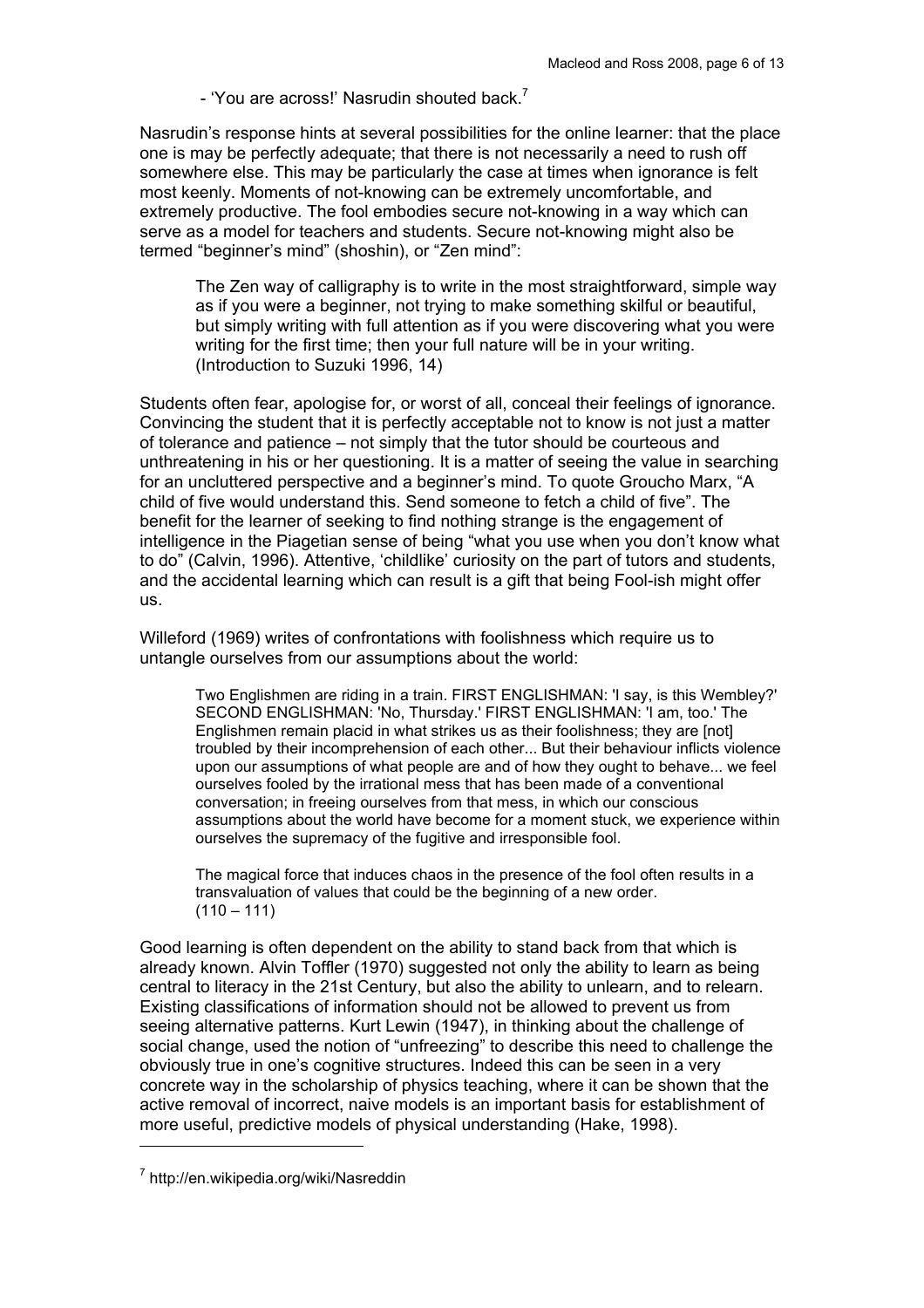- 'You are across!' Nasrudin shouted back.[7]

Nasrudin's response hints at several possibilities for the online learner: that the place one is may be perfectly adequate; that there is not necessarily a need to rush off somewhere else. This may be particularly the case at times when ignorance is felt most keenly. Moments of not-knowing can be extremely uncomfortable, and extremely productive. The fool embodies secure not-knowing in a way which can serve as a model for teachers and students. Secure not-knowing might also be termed "beginner's mind" (shoshin), or "Zen mind":

> The Zen way of calligraphy is to write in the most straightforward, simple way as if you were a beginner, not trying to make something skilful or beautiful, but simply writing with full attention as if you were discovering what you were writing for the first time; then your full nature will be in your writing. (Introduction to Suzuki 1996, 14)

Students often fear, apologise for, or worst of all, conceal their feelings of ignorance. Convincing the student that it is perfectly acceptable not to know is not just a matter of tolerance and patience – not simply that the tutor should be courteous and unthreatening in his or her questioning. It is a matter of seeing the value in searching for an uncluttered perspective and a beginner's mind. To quote Groucho Marx, "A child of five would understand this. Send someone to fetch a child of five". The benefit for the learner of seeking to find nothing strange is the engagement of intelligence in the Piagetian sense of being "what you use when you don't know what to do" (Calvin, 1996). Attentive, 'childlike' curiosity on the part of tutors and students, and the accidental learning which can result is a gift that being Fool-ish might offer us.

Willeford (1969) writes of confrontations with foolishness which require us to untangle ourselves from our assumptions about the world:

> Two Englishmen are riding in a train. FIRST ENGLISHMAN: 'I say, is this Wembley?' SECOND ENGLISHMAN: 'No, Thursday.' FIRST ENGLISHMAN: 'I am, too.' The Englishmen remain placid in what strikes us as their foolishness; they are [not] troubled by their incomprehension of each other... But their behaviour inflicts violence upon our assumptions of what people are and of how they ought to behave... we feel ourselves fooled by the irrational mess that has been made of a conventional conversation; in freeing ourselves from that mess, in which our conscious assumptions about the world have become for a moment stuck, we experience within ourselves the supremacy of the fugitive and irresponsible fool.
>
> The magical force that induces chaos in the presence of the fool often results in a transvaluation of values that could be the beginning of a new order. (110 – 111)

Good learning is often dependent on the ability to stand back from that which is already known. Alvin Toffler (1970) suggested not only the ability to learn as being central to literacy in the 21st Century, but also the ability to unlearn, and to relearn. Existing classifications of information should not be allowed to prevent us from seeing alternative patterns. Kurt Lewin (1947), in thinking about the challenge of social change, used the notion of "unfreezing" to describe this need to challenge the obviously true in one's cognitive structures. Indeed this can be seen in a very concrete way in the scholarship of physics teaching, where it can be shown that the active removal of incorrect, naive models is an important basis for establishment of more useful, predictive models of physical understanding (Hake, 1998).

[7] http://en.wikipedia.org/wiki/Nasreddin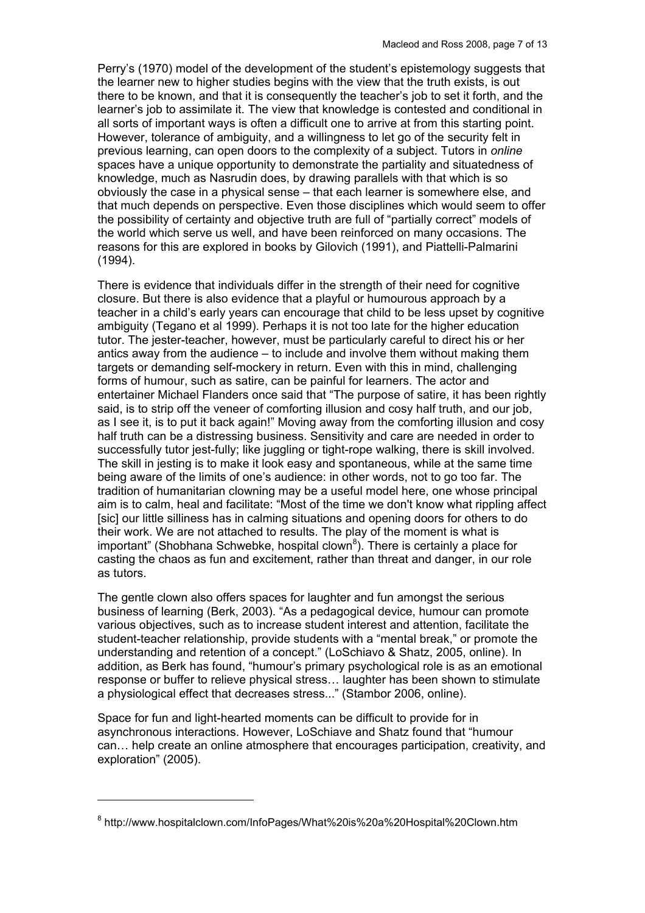Perry's (1970) model of the development of the student's epistemology suggests that the learner new to higher studies begins with the view that the truth exists, is out there to be known, and that it is consequently the teacher's job to set it forth, and the learner's job to assimilate it. The view that knowledge is contested and conditional in all sorts of important ways is often a difficult one to arrive at from this starting point. However, tolerance of ambiguity, and a willingness to let go of the security felt in previous learning, can open doors to the complexity of a subject. Tutors in *online* spaces have a unique opportunity to demonstrate the partiality and situatedness of knowledge, much as Nasrudin does, by drawing parallels with that which is so obviously the case in a physical sense – that each learner is somewhere else, and that much depends on perspective. Even those disciplines which would seem to offer the possibility of certainty and objective truth are full of "partially correct" models of the world which serve us well, and have been reinforced on many occasions. The reasons for this are explored in books by Gilovich (1991), and Piattelli-Palmarini (1994).

There is evidence that individuals differ in the strength of their need for cognitive closure. But there is also evidence that a playful or humourous approach by a teacher in a child's early years can encourage that child to be less upset by cognitive ambiguity (Tegano et al 1999). Perhaps it is not too late for the higher education tutor. The jester-teacher, however, must be particularly careful to direct his or her antics away from the audience – to include and involve them without making them targets or demanding self-mockery in return. Even with this in mind, challenging forms of humour, such as satire, can be painful for learners. The actor and entertainer Michael Flanders once said that "The purpose of satire, it has been rightly said, is to strip off the veneer of comforting illusion and cosy half truth, and our job, as I see it, is to put it back again!" Moving away from the comforting illusion and cosy half truth can be a distressing business. Sensitivity and care are needed in order to successfully tutor jest-fully; like juggling or tight-rope walking, there is skill involved. The skill in jesting is to make it look easy and spontaneous, while at the same time being aware of the limits of one's audience: in other words, not to go too far. The tradition of humanitarian clowning may be a useful model here, one whose principal aim is to calm, heal and facilitate: "Most of the time we don't know what rippling affect [sic] our little silliness has in calming situations and opening doors for others to do their work. We are not attached to results. The play of the moment is what is important" (Shobhana Schwebke, hospital clown[8]). There is certainly a place for casting the chaos as fun and excitement, rather than threat and danger, in our role as tutors.

The gentle clown also offers spaces for laughter and fun amongst the serious business of learning (Berk, 2003). "As a pedagogical device, humour can promote various objectives, such as to increase student interest and attention, facilitate the student-teacher relationship, provide students with a "mental break," or promote the understanding and retention of a concept." (LoSchiavo & Shatz, 2005, online). In addition, as Berk has found, "humour's primary psychological role is as an emotional response or buffer to relieve physical stress… laughter has been shown to stimulate a physiological effect that decreases stress..." (Stambor 2006, online).

Space for fun and light-hearted moments can be difficult to provide for in asynchronous interactions. However, LoSchiave and Shatz found that "humour can… help create an online atmosphere that encourages participation, creativity, and exploration" (2005).

---

[8] http://www.hospitalclown.com/InfoPages/What%20is%20a%20Hospital%20Clown.htm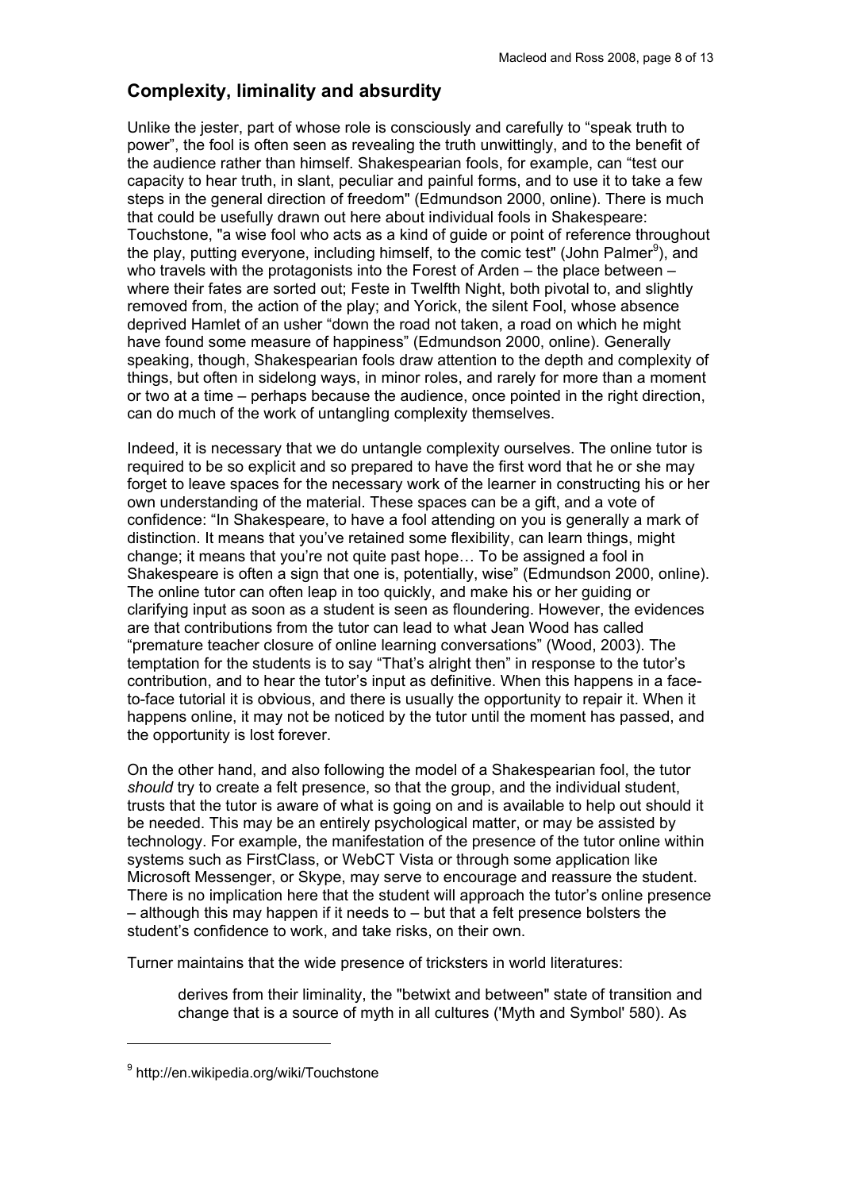## Complexity, liminality and absurdity

Unlike the jester, part of whose role is consciously and carefully to "speak truth to power", the fool is often seen as revealing the truth unwittingly, and to the benefit of the audience rather than himself. Shakespearian fools, for example, can "test our capacity to hear truth, in slant, peculiar and painful forms, and to use it to take a few steps in the general direction of freedom" (Edmundson 2000, online). There is much that could be usefully drawn out here about individual fools in Shakespeare: Touchstone, "a wise fool who acts as a kind of guide or point of reference throughout the play, putting everyone, including himself, to the comic test" (John Palmer[9]), and who travels with the protagonists into the Forest of Arden – the place between – where their fates are sorted out; Feste in Twelfth Night, both pivotal to, and slightly removed from, the action of the play; and Yorick, the silent Fool, whose absence deprived Hamlet of an usher "down the road not taken, a road on which he might have found some measure of happiness" (Edmundson 2000, online). Generally speaking, though, Shakespearian fools draw attention to the depth and complexity of things, but often in sidelong ways, in minor roles, and rarely for more than a moment or two at a time – perhaps because the audience, once pointed in the right direction, can do much of the work of untangling complexity themselves.

Indeed, it is necessary that we do untangle complexity ourselves. The online tutor is required to be so explicit and so prepared to have the first word that he or she may forget to leave spaces for the necessary work of the learner in constructing his or her own understanding of the material. These spaces can be a gift, and a vote of confidence: "In Shakespeare, to have a fool attending on you is generally a mark of distinction. It means that you've retained some flexibility, can learn things, might change; it means that you're not quite past hope… To be assigned a fool in Shakespeare is often a sign that one is, potentially, wise" (Edmundson 2000, online). The online tutor can often leap in too quickly, and make his or her guiding or clarifying input as soon as a student is seen as floundering. However, the evidences are that contributions from the tutor can lead to what Jean Wood has called "premature teacher closure of online learning conversations" (Wood, 2003). The temptation for the students is to say "That's alright then" in response to the tutor's contribution, and to hear the tutor's input as definitive. When this happens in a face-to-face tutorial it is obvious, and there is usually the opportunity to repair it. When it happens online, it may not be noticed by the tutor until the moment has passed, and the opportunity is lost forever.

On the other hand, and also following the model of a Shakespearian fool, the tutor *should* try to create a felt presence, so that the group, and the individual student, trusts that the tutor is aware of what is going on and is available to help out should it be needed. This may be an entirely psychological matter, or may be assisted by technology. For example, the manifestation of the presence of the tutor online within systems such as FirstClass, or WebCT Vista or through some application like Microsoft Messenger, or Skype, may serve to encourage and reassure the student. There is no implication here that the student will approach the tutor's online presence – although this may happen if it needs to – but that a felt presence bolsters the student's confidence to work, and take risks, on their own.

Turner maintains that the wide presence of tricksters in world literatures:

> derives from their liminality, the "betwixt and between" state of transition and change that is a source of myth in all cultures ('Myth and Symbol' 580). As

[9] http://en.wikipedia.org/wiki/Touchstone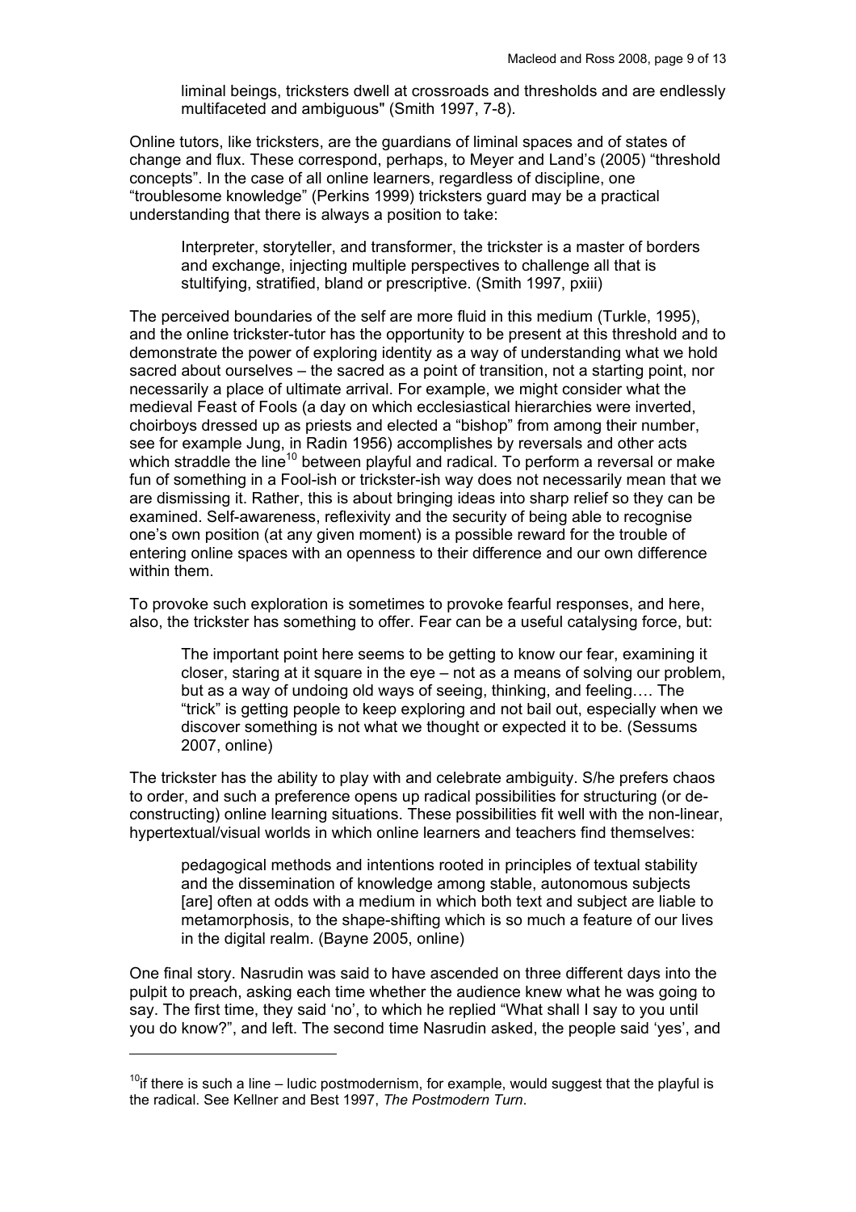> liminal beings, tricksters dwell at crossroads and thresholds and are endlessly multifaceted and ambiguous" (Smith 1997, 7-8).

Online tutors, like tricksters, are the guardians of liminal spaces and of states of change and flux. These correspond, perhaps, to Meyer and Land's (2005) "threshold concepts". In the case of all online learners, regardless of discipline, one "troublesome knowledge" (Perkins 1999) tricksters guard may be a practical understanding that there is always a position to take:

> Interpreter, storyteller, and transformer, the trickster is a master of borders and exchange, injecting multiple perspectives to challenge all that is stultifying, stratified, bland or prescriptive. (Smith 1997, pxiii)

The perceived boundaries of the self are more fluid in this medium (Turkle, 1995), and the online trickster-tutor has the opportunity to be present at this threshold and to demonstrate the power of exploring identity as a way of understanding what we hold sacred about ourselves – the sacred as a point of transition, not a starting point, nor necessarily a place of ultimate arrival. For example, we might consider what the medieval Feast of Fools (a day on which ecclesiastical hierarchies were inverted, choirboys dressed up as priests and elected a "bishop" from among their number, see for example Jung, in Radin 1956) accomplishes by reversals and other acts which straddle the line[10] between playful and radical. To perform a reversal or make fun of something in a Fool-ish or trickster-ish way does not necessarily mean that we are dismissing it. Rather, this is about bringing ideas into sharp relief so they can be examined. Self-awareness, reflexivity and the security of being able to recognise one's own position (at any given moment) is a possible reward for the trouble of entering online spaces with an openness to their difference and our own difference within them.

To provoke such exploration is sometimes to provoke fearful responses, and here, also, the trickster has something to offer. Fear can be a useful catalysing force, but:

> The important point here seems to be getting to know our fear, examining it closer, staring at it square in the eye – not as a means of solving our problem, but as a way of undoing old ways of seeing, thinking, and feeling…. The "trick" is getting people to keep exploring and not bail out, especially when we discover something is not what we thought or expected it to be. (Sessums 2007, online)

The trickster has the ability to play with and celebrate ambiguity. S/he prefers chaos to order, and such a preference opens up radical possibilities for structuring (or de-constructing) online learning situations. These possibilities fit well with the non-linear, hypertextual/visual worlds in which online learners and teachers find themselves:

> pedagogical methods and intentions rooted in principles of textual stability and the dissemination of knowledge among stable, autonomous subjects [are] often at odds with a medium in which both text and subject are liable to metamorphosis, to the shape-shifting which is so much a feature of our lives in the digital realm. (Bayne 2005, online)

One final story. Nasrudin was said to have ascended on three different days into the pulpit to preach, asking each time whether the audience knew what he was going to say. The first time, they said 'no', to which he replied "What shall I say to you until you do know?", and left. The second time Nasrudin asked, the people said 'yes', and

---

[10] if there is such a line – ludic postmodernism, for example, would suggest that the playful is the radical. See Kellner and Best 1997, *The Postmodern Turn*.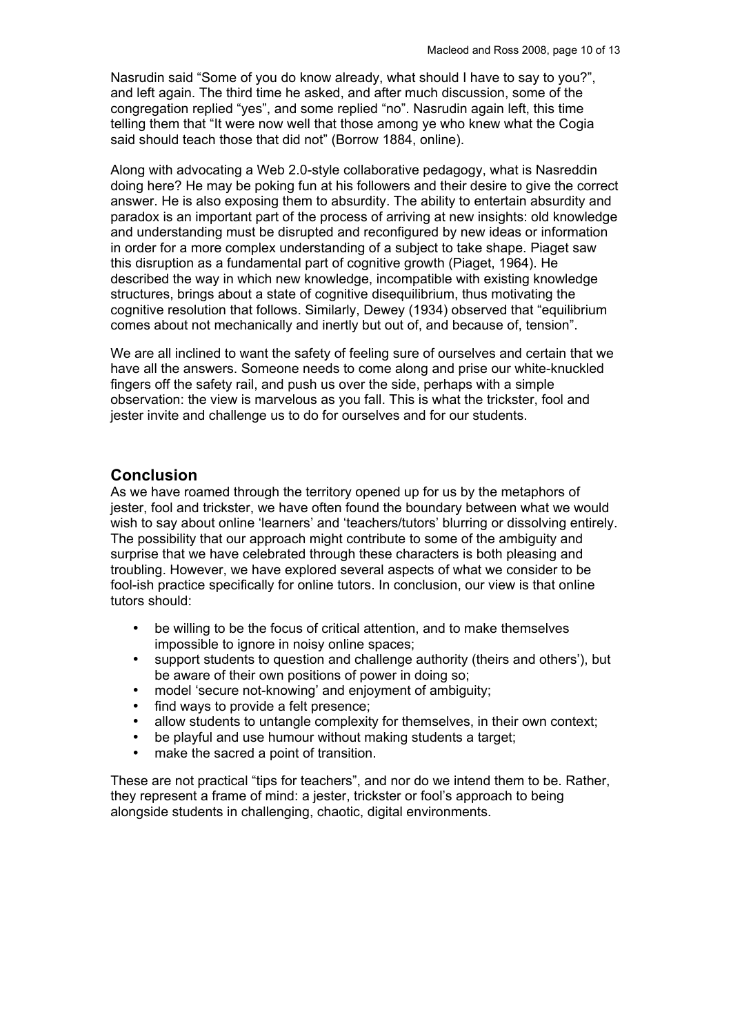Nasrudin said “Some of you do know already, what should I have to say to you?”, and left again. The third time he asked, and after much discussion, some of the congregation replied “yes”, and some replied “no”. Nasrudin again left, this time telling them that “It were now well that those among ye who knew what the Cogia said should teach those that did not” (Borrow 1884, online).

Along with advocating a Web 2.0-style collaborative pedagogy, what is Nasreddin doing here? He may be poking fun at his followers and their desire to give the correct answer. He is also exposing them to absurdity. The ability to entertain absurdity and paradox is an important part of the process of arriving at new insights: old knowledge and understanding must be disrupted and reconfigured by new ideas or information in order for a more complex understanding of a subject to take shape. Piaget saw this disruption as a fundamental part of cognitive growth (Piaget, 1964). He described the way in which new knowledge, incompatible with existing knowledge structures, brings about a state of cognitive disequilibrium, thus motivating the cognitive resolution that follows. Similarly, Dewey (1934) observed that “equilibrium comes about not mechanically and inertly but out of, and because of, tension”.

We are all inclined to want the safety of feeling sure of ourselves and certain that we have all the answers. Someone needs to come along and prise our white-knuckled fingers off the safety rail, and push us over the side, perhaps with a simple observation: the view is marvelous as you fall. This is what the trickster, fool and jester invite and challenge us to do for ourselves and for our students.

## Conclusion

As we have roamed through the territory opened up for us by the metaphors of jester, fool and trickster, we have often found the boundary between what we would wish to say about online ‘learners’ and ‘teachers/tutors’ blurring or dissolving entirely. The possibility that our approach might contribute to some of the ambiguity and surprise that we have celebrated through these characters is both pleasing and troubling. However, we have explored several aspects of what we consider to be fool-ish practice specifically for online tutors. In conclusion, our view is that online tutors should:

- be willing to be the focus of critical attention, and to make themselves impossible to ignore in noisy online spaces;
- support students to question and challenge authority (theirs and others’), but be aware of their own positions of power in doing so;
- model ‘secure not-knowing’ and enjoyment of ambiguity;
- find ways to provide a felt presence;
- allow students to untangle complexity for themselves, in their own context;
- be playful and use humour without making students a target;
- make the sacred a point of transition.

These are not practical “tips for teachers”, and nor do we intend them to be. Rather, they represent a frame of mind: a jester, trickster or fool’s approach to being alongside students in challenging, chaotic, digital environments.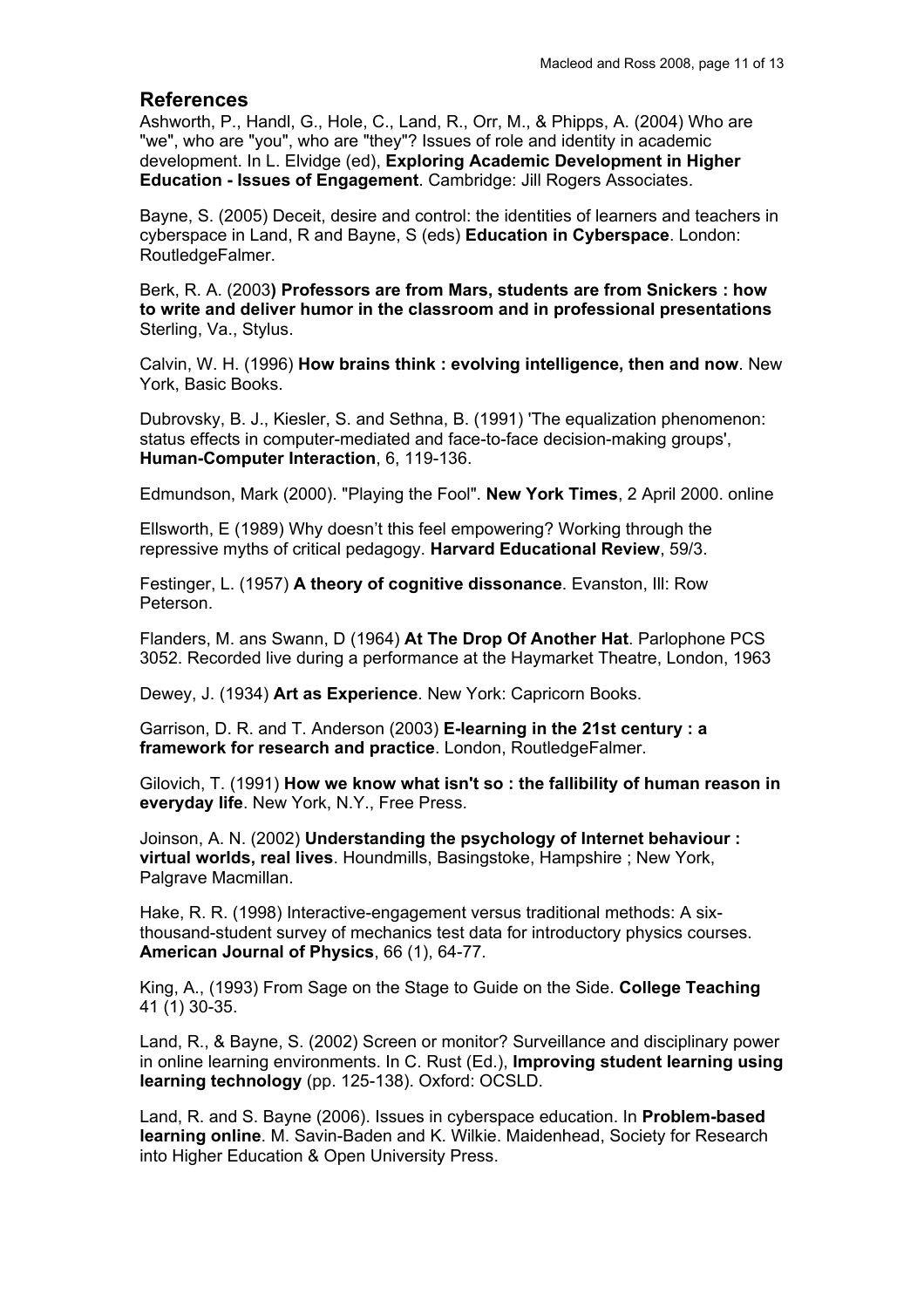## References

Ashworth, P., Handl, G., Hole, C., Land, R., Orr, M., & Phipps, A. (2004) Who are "we", who are "you", who are "they"? Issues of role and identity in academic development. In L. Elvidge (ed), **Exploring Academic Development in Higher Education - Issues of Engagement**. Cambridge: Jill Rogers Associates.

Bayne, S. (2005) Deceit, desire and control: the identities of learners and teachers in cyberspace in Land, R and Bayne, S (eds) **Education in Cyberspace**. London: RoutledgeFalmer.

Berk, R. A. (2003**) Professors are from Mars, students are from Snickers : how to write and deliver humor in the classroom and in professional presentations** Sterling, Va., Stylus.

Calvin, W. H. (1996) **How brains think : evolving intelligence, then and now**. New York, Basic Books.

Dubrovsky, B. J., Kiesler, S. and Sethna, B. (1991) 'The equalization phenomenon: status effects in computer-mediated and face-to-face decision-making groups', **Human-Computer Interaction**, 6, 119-136.

Edmundson, Mark (2000). "Playing the Fool". **New York Times**, 2 April 2000. online

Ellsworth, E (1989) Why doesn't this feel empowering? Working through the repressive myths of critical pedagogy. **Harvard Educational Review**, 59/3.

Festinger, L. (1957) **A theory of cognitive dissonance**. Evanston, Ill: Row Peterson.

Flanders, M. ans Swann, D (1964) **At The Drop Of Another Hat**. Parlophone PCS 3052. Recorded live during a performance at the Haymarket Theatre, London, 1963

Dewey, J. (1934) **Art as Experience**. New York: Capricorn Books.

Garrison, D. R. and T. Anderson (2003) **E-learning in the 21st century : a framework for research and practice**. London, RoutledgeFalmer.

Gilovich, T. (1991) **How we know what isn't so : the fallibility of human reason in everyday life**. New York, N.Y., Free Press.

Joinson, A. N. (2002) **Understanding the psychology of Internet behaviour : virtual worlds, real lives**. Houndmills, Basingstoke, Hampshire ; New York, Palgrave Macmillan.

Hake, R. R. (1998) Interactive-engagement versus traditional methods: A six-thousand-student survey of mechanics test data for introductory physics courses. **American Journal of Physics**, 66 (1), 64-77.

King, A., (1993) From Sage on the Stage to Guide on the Side. **College Teaching** 41 (1) 30-35.

Land, R., & Bayne, S. (2002) Screen or monitor? Surveillance and disciplinary power in online learning environments. In C. Rust (Ed.), **Improving student learning using learning technology** (pp. 125-138). Oxford: OCSLD.

Land, R. and S. Bayne (2006). Issues in cyberspace education. In **Problem-based learning online**. M. Savin-Baden and K. Wilkie. Maidenhead, Society for Research into Higher Education & Open University Press.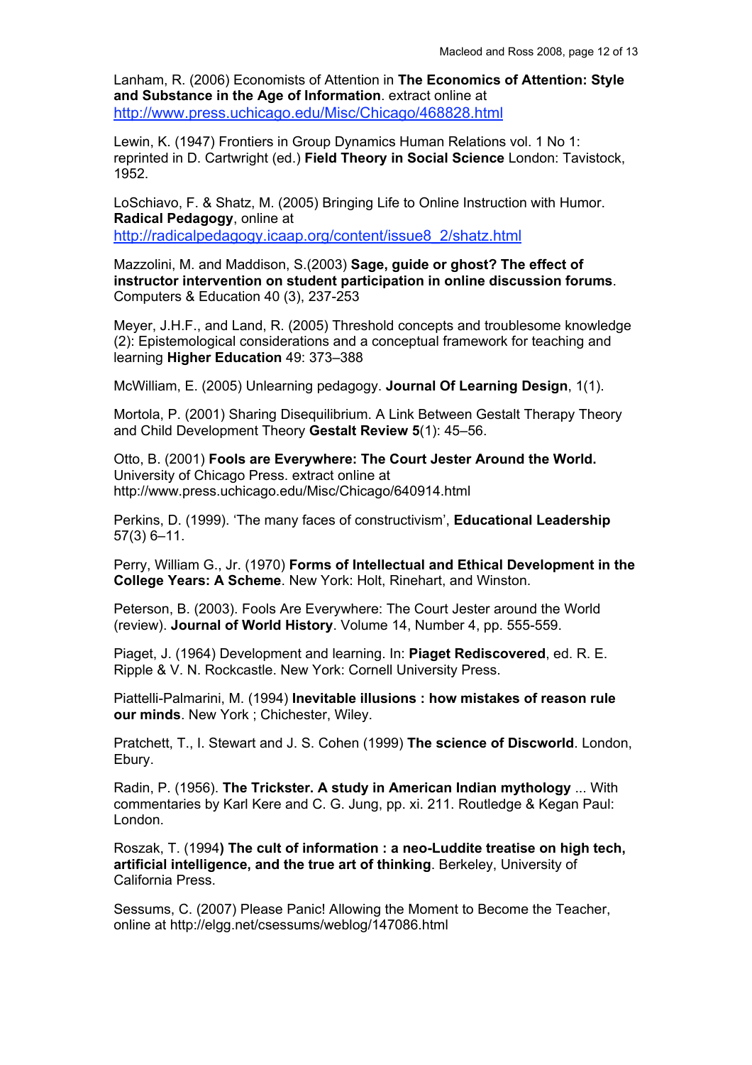Lanham, R. (2006) Economists of Attention in **The Economics of Attention: Style and Substance in the Age of Information**. extract online at http://www.press.uchicago.edu/Misc/Chicago/468828.html

Lewin, K. (1947) Frontiers in Group Dynamics Human Relations vol. 1 No 1: reprinted in D. Cartwright (ed.) **Field Theory in Social Science** London: Tavistock, 1952.

LoSchiavo, F. & Shatz, M. (2005) Bringing Life to Online Instruction with Humor. **Radical Pedagogy**, online at http://radicalpedagogy.icaap.org/content/issue8_2/shatz.html

Mazzolini, M. and Maddison, S.(2003) **Sage, guide or ghost? The effect of instructor intervention on student participation in online discussion forums**. Computers & Education 40 (3), 237-253

Meyer, J.H.F., and Land, R. (2005) Threshold concepts and troublesome knowledge (2): Epistemological considerations and a conceptual framework for teaching and learning **Higher Education** 49: 373–388

McWilliam, E. (2005) Unlearning pedagogy. **Journal Of Learning Design**, 1(1).

Mortola, P. (2001) Sharing Disequilibrium. A Link Between Gestalt Therapy Theory and Child Development Theory **Gestalt Review 5**(1): 45–56.

Otto, B. (2001) **Fools are Everywhere: The Court Jester Around the World.** University of Chicago Press. extract online at http://www.press.uchicago.edu/Misc/Chicago/640914.html

Perkins, D. (1999). 'The many faces of constructivism', **Educational Leadership** 57(3) 6–11.

Perry, William G., Jr. (1970) **Forms of Intellectual and Ethical Development in the College Years: A Scheme**. New York: Holt, Rinehart, and Winston.

Peterson, B. (2003). Fools Are Everywhere: The Court Jester around the World (review). **Journal of World History**. Volume 14, Number 4, pp. 555-559.

Piaget, J. (1964) Development and learning. In: **Piaget Rediscovered**, ed. R. E. Ripple & V. N. Rockcastle. New York: Cornell University Press.

Piattelli-Palmarini, M. (1994) **Inevitable illusions : how mistakes of reason rule our minds**. New York ; Chichester, Wiley.

Pratchett, T., I. Stewart and J. S. Cohen (1999) **The science of Discworld**. London, Ebury.

Radin, P. (1956). **The Trickster. A study in American Indian mythology** ... With commentaries by Karl Kere and C. G. Jung, pp. xi. 211. Routledge & Kegan Paul: London.

Roszak, T. (1994**) The cult of information : a neo-Luddite treatise on high tech, artificial intelligence, and the true art of thinking**. Berkeley, University of California Press.

Sessums, C. (2007) Please Panic! Allowing the Moment to Become the Teacher, online at http://elgg.net/csessums/weblog/147086.html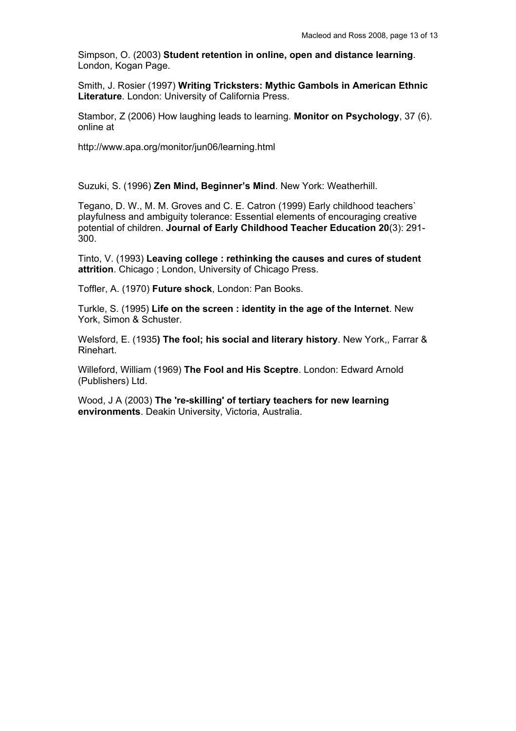Simpson, O. (2003) **Student retention in online, open and distance learning**. London, Kogan Page.

Smith, J. Rosier (1997) **Writing Tricksters: Mythic Gambols in American Ethnic Literature**. London: University of California Press.

Stambor, Z (2006) How laughing leads to learning. **Monitor on Psychology**, 37 (6). online at

http://www.apa.org/monitor/jun06/learning.html

Suzuki, S. (1996) **Zen Mind, Beginner's Mind**. New York: Weatherhill.

Tegano, D. W., M. M. Groves and C. E. Catron (1999) Early childhood teachers` playfulness and ambiguity tolerance: Essential elements of encouraging creative potential of children. **Journal of Early Childhood Teacher Education 20**(3): 291-300.

Tinto, V. (1993) **Leaving college : rethinking the causes and cures of student attrition**. Chicago ; London, University of Chicago Press.

Toffler, A. (1970) **Future shock**, London: Pan Books.

Turkle, S. (1995) **Life on the screen : identity in the age of the Internet**. New York, Simon & Schuster.

Welsford, E. (1935**) The fool; his social and literary history**. New York,, Farrar & Rinehart.

Willeford, William (1969) **The Fool and His Sceptre**. London: Edward Arnold (Publishers) Ltd.

Wood, J A (2003) **The 're-skilling' of tertiary teachers for new learning environments**. Deakin University, Victoria, Australia.